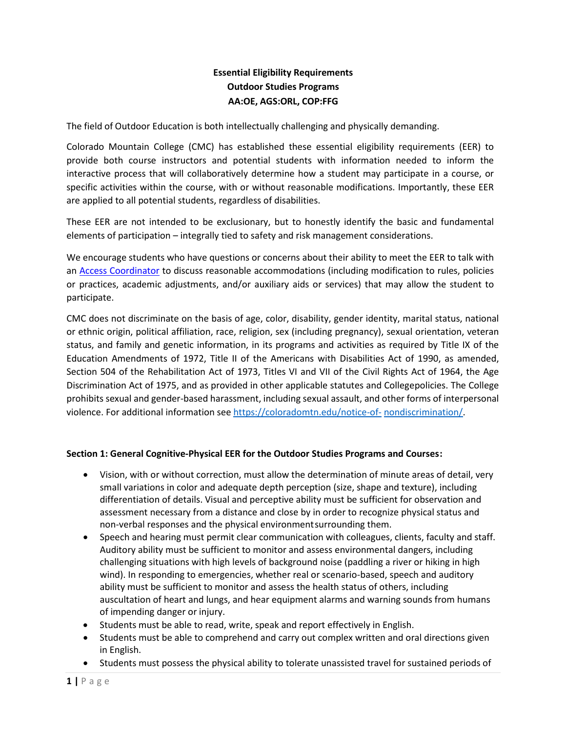**Essential Eligibility Requirements**
**Outdoor Studies Programs**
**AA:OE, AGS:ORL, COP:FFG**

The field of Outdoor Education is both intellectually challenging and physically demanding.

Colorado Mountain College (CMC) has established these essential eligibility requirements (EER) to provide both course instructors and potential students with information needed to inform the interactive process that will collaboratively determine how a student may participate in a course, or specific activities within the course, with or without reasonable modifications. Importantly, these EER are applied to all potential students, regardless of disabilities.

These EER are not intended to be exclusionary, but to honestly identify the basic and fundamental elements of participation – integrally tied to safety and risk management considerations.

We encourage students who have questions or concerns about their ability to meet the EER to talk with an [Access Coordinator](#) to discuss reasonable accommodations (including modification to rules, policies or practices, academic adjustments, and/or auxiliary aids or services) that may allow the student to participate.

CMC does not discriminate on the basis of age, color, disability, gender identity, marital status, national or ethnic origin, political affiliation, race, religion, sex (including pregnancy), sexual orientation, veteran status, and family and genetic information, in its programs and activities as required by Title IX of the Education Amendments of 1972, Title II of the Americans with Disabilities Act of 1990, as amended, Section 504 of the Rehabilitation Act of 1973, Titles VI and VII of the Civil Rights Act of 1964, the Age Discrimination Act of 1975, and as provided in other applicable statutes and Collegepolicies. The College prohibits sexual and gender-based harassment, including sexual assault, and other forms of interpersonal violence. For additional information see https://coloradomtn.edu/notice-of-nondiscrimination/.

**Section 1: General Cognitive-Physical EER for the Outdoor Studies Programs and Courses:**

- Vision, with or without correction, must allow the determination of minute areas of detail, very small variations in color and adequate depth perception (size, shape and texture), including differentiation of details. Visual and perceptive ability must be sufficient for observation and assessment necessary from a distance and close by in order to recognize physical status and non-verbal responses and the physical environmentsurrounding them.
- Speech and hearing must permit clear communication with colleagues, clients, faculty and staff. Auditory ability must be sufficient to monitor and assess environmental dangers, including challenging situations with high levels of background noise (paddling a river or hiking in high wind). In responding to emergencies, whether real or scenario-based, speech and auditory ability must be sufficient to monitor and assess the health status of others, including auscultation of heart and lungs, and hear equipment alarms and warning sounds from humans of impending danger or injury.
- Students must be able to read, write, speak and report effectively in English.
- Students must be able to comprehend and carry out complex written and oral directions given in English.
- Students must possess the physical ability to tolerate unassisted travel for sustained periods of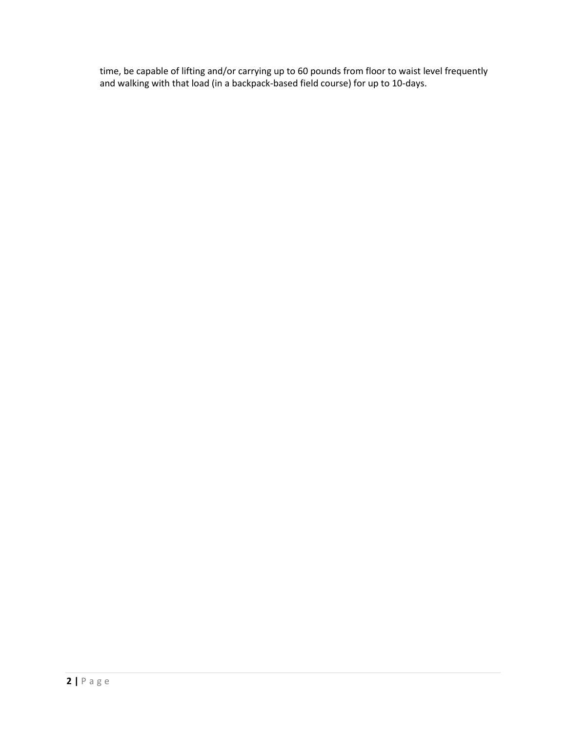time, be capable of lifting and/or carrying up to 60 pounds from floor to waist level frequently and walking with that load (in a backpack-based field course) for up to 10-days.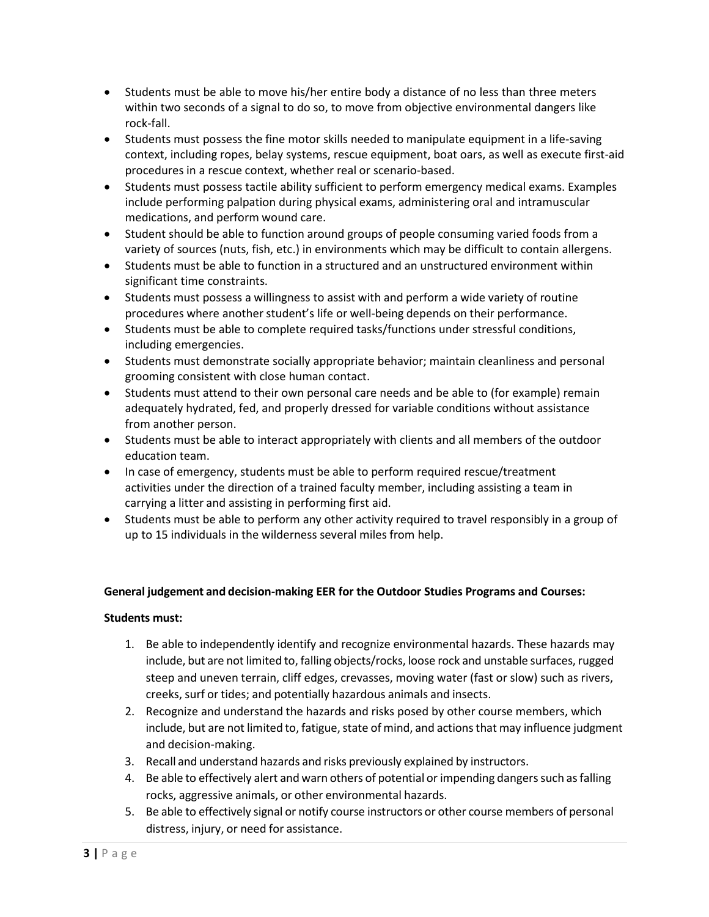- Students must be able to move his/her entire body a distance of no less than three meters within two seconds of a signal to do so, to move from objective environmental dangers like rock-fall.
- Students must possess the fine motor skills needed to manipulate equipment in a life-saving context, including ropes, belay systems, rescue equipment, boat oars, as well as execute first-aid procedures in a rescue context, whether real or scenario-based.
- Students must possess tactile ability sufficient to perform emergency medical exams. Examples include performing palpation during physical exams, administering oral and intramuscular medications, and perform wound care.
- Student should be able to function around groups of people consuming varied foods from a variety of sources (nuts, fish, etc.) in environments which may be difficult to contain allergens.
- Students must be able to function in a structured and an unstructured environment within significant time constraints.
- Students must possess a willingness to assist with and perform a wide variety of routine procedures where another student's life or well-being depends on their performance.
- Students must be able to complete required tasks/functions under stressful conditions, including emergencies.
- Students must demonstrate socially appropriate behavior; maintain cleanliness and personal grooming consistent with close human contact.
- Students must attend to their own personal care needs and be able to (for example) remain adequately hydrated, fed, and properly dressed for variable conditions without assistance from another person.
- Students must be able to interact appropriately with clients and all members of the outdoor education team.
- In case of emergency, students must be able to perform required rescue/treatment activities under the direction of a trained faculty member, including assisting a team in carrying a litter and assisting in performing first aid.
- Students must be able to perform any other activity required to travel responsibly in a group of up to 15 individuals in the wilderness several miles from help.

**General judgement and decision-making EER for the Outdoor Studies Programs and Courses:**

**Students must:**

1. Be able to independently identify and recognize environmental hazards. These hazards may include, but are not limited to, falling objects/rocks, loose rock and unstable surfaces, rugged steep and uneven terrain, cliff edges, crevasses, moving water (fast or slow) such as rivers, creeks, surf or tides; and potentially hazardous animals and insects.
2. Recognize and understand the hazards and risks posed by other course members, which include, but are not limited to, fatigue, state of mind, and actions that may influence judgment and decision-making.
3. Recall and understand hazards and risks previously explained by instructors.
4. Be able to effectively alert and warn others of potential or impending dangers such as falling rocks, aggressive animals, or other environmental hazards.
5. Be able to effectively signal or notify course instructors or other course members of personal distress, injury, or need for assistance.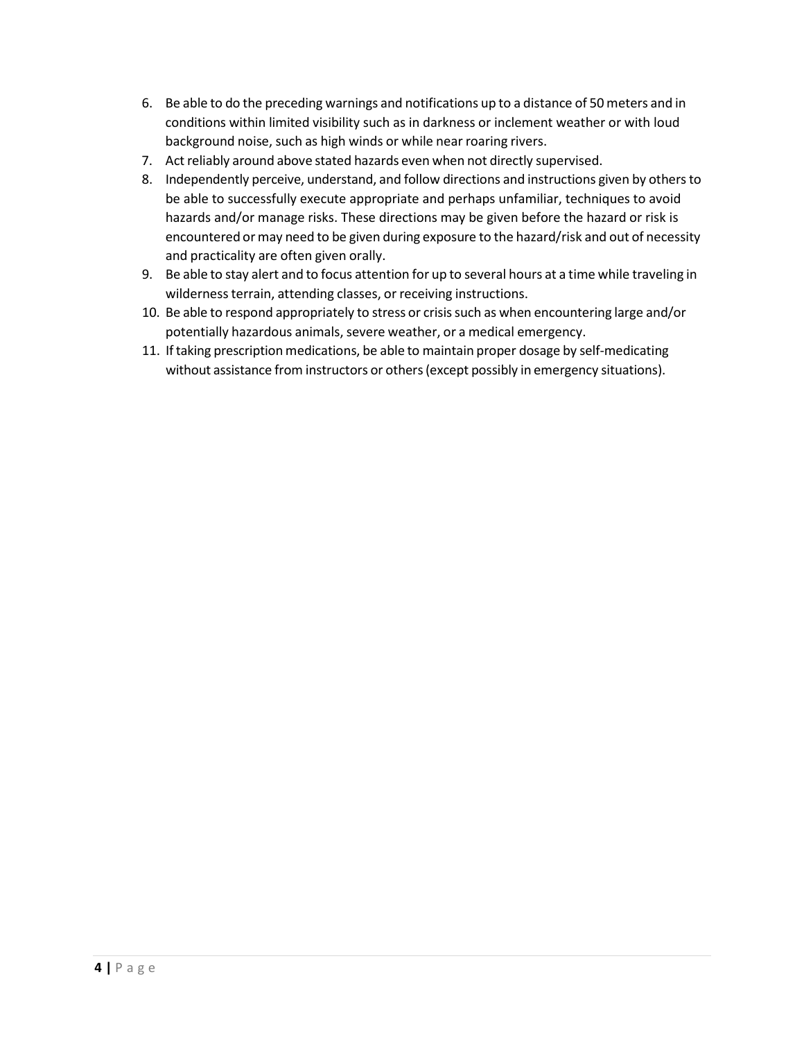6. Be able to do the preceding warnings and notifications up to a distance of 50 meters and in conditions within limited visibility such as in darkness or inclement weather or with loud background noise, such as high winds or while near roaring rivers.
7. Act reliably around above stated hazards even when not directly supervised.
8. Independently perceive, understand, and follow directions and instructions given by others to be able to successfully execute appropriate and perhaps unfamiliar, techniques to avoid hazards and/or manage risks. These directions may be given before the hazard or risk is encountered or may need to be given during exposure to the hazard/risk and out of necessity and practicality are often given orally.
9. Be able to stay alert and to focus attention for up to several hours at a time while traveling in wilderness terrain, attending classes, or receiving instructions.
10. Be able to respond appropriately to stress or crisis such as when encountering large and/or potentially hazardous animals, severe weather, or a medical emergency.
11. If taking prescription medications, be able to maintain proper dosage by self-medicating without assistance from instructors or others (except possibly in emergency situations).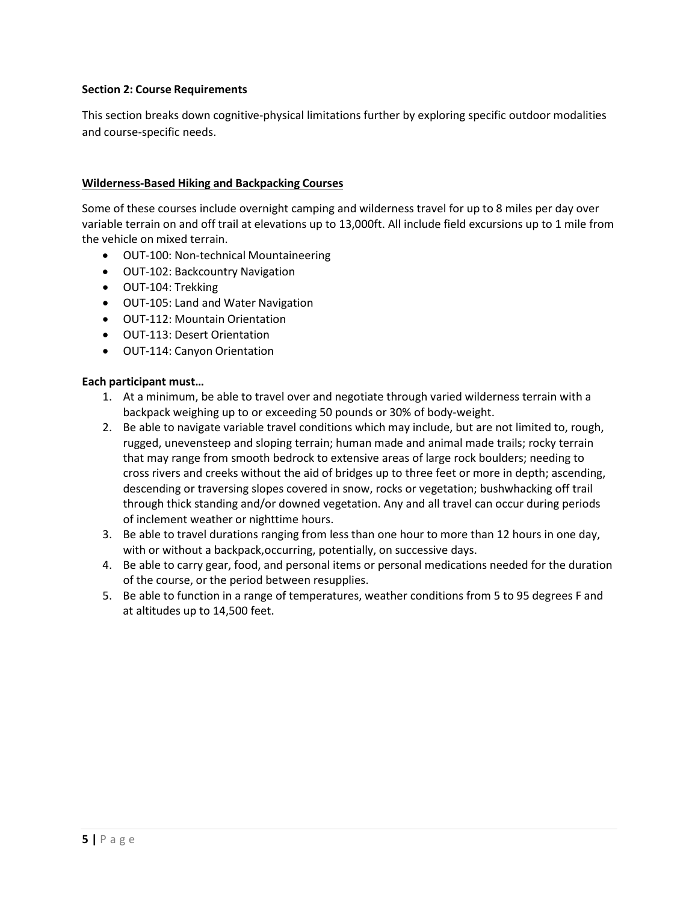**Section 2: Course Requirements**

This section breaks down cognitive-physical limitations further by exploring specific outdoor modalities and course-specific needs.

**Wilderness-Based Hiking and Backpacking Courses**

Some of these courses include overnight camping and wilderness travel for up to 8 miles per day over variable terrain on and off trail at elevations up to 13,000ft. All include field excursions up to 1 mile from the vehicle on mixed terrain.

- OUT-100: Non-technical Mountaineering
- OUT-102: Backcountry Navigation
- OUT-104: Trekking
- OUT-105: Land and Water Navigation
- OUT-112: Mountain Orientation
- OUT-113: Desert Orientation
- OUT-114: Canyon Orientation

**Each participant must…**

1. At a minimum, be able to travel over and negotiate through varied wilderness terrain with a backpack weighing up to or exceeding 50 pounds or 30% of body-weight.
2. Be able to navigate variable travel conditions which may include, but are not limited to, rough, rugged, unevensteep and sloping terrain; human made and animal made trails; rocky terrain that may range from smooth bedrock to extensive areas of large rock boulders; needing to cross rivers and creeks without the aid of bridges up to three feet or more in depth; ascending, descending or traversing slopes covered in snow, rocks or vegetation; bushwhacking off trail through thick standing and/or downed vegetation. Any and all travel can occur during periods of inclement weather or nighttime hours.
3. Be able to travel durations ranging from less than one hour to more than 12 hours in one day, with or without a backpack,occurring, potentially, on successive days.
4. Be able to carry gear, food, and personal items or personal medications needed for the duration of the course, or the period between resupplies.
5. Be able to function in a range of temperatures, weather conditions from 5 to 95 degrees F and at altitudes up to 14,500 feet.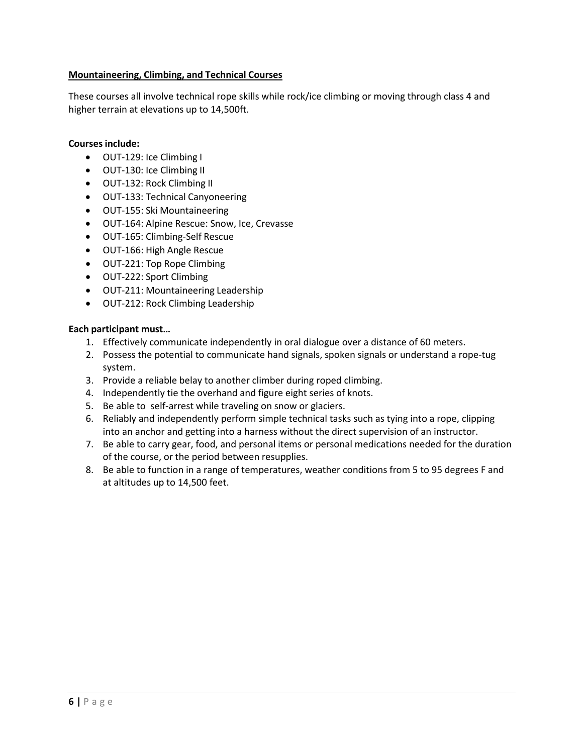## Mountaineering, Climbing, and Technical Courses

These courses all involve technical rope skills while rock/ice climbing or moving through class 4 and higher terrain at elevations up to 14,500ft.

**Courses include:**

- OUT-129: Ice Climbing I
- OUT-130: Ice Climbing II
- OUT-132: Rock Climbing II
- OUT-133: Technical Canyoneering
- OUT-155: Ski Mountaineering
- OUT-164: Alpine Rescue: Snow, Ice, Crevasse
- OUT-165: Climbing-Self Rescue
- OUT-166: High Angle Rescue
- OUT-221: Top Rope Climbing
- OUT-222: Sport Climbing
- OUT-211: Mountaineering Leadership
- OUT-212: Rock Climbing Leadership

**Each participant must…**

1. Effectively communicate independently in oral dialogue over a distance of 60 meters.
2. Possess the potential to communicate hand signals, spoken signals or understand a rope-tug system.
3. Provide a reliable belay to another climber during roped climbing.
4. Independently tie the overhand and figure eight series of knots.
5. Be able to self-arrest while traveling on snow or glaciers.
6. Reliably and independently perform simple technical tasks such as tying into a rope, clipping into an anchor and getting into a harness without the direct supervision of an instructor.
7. Be able to carry gear, food, and personal items or personal medications needed for the duration of the course, or the period between resupplies.
8. Be able to function in a range of temperatures, weather conditions from 5 to 95 degrees F and at altitudes up to 14,500 feet.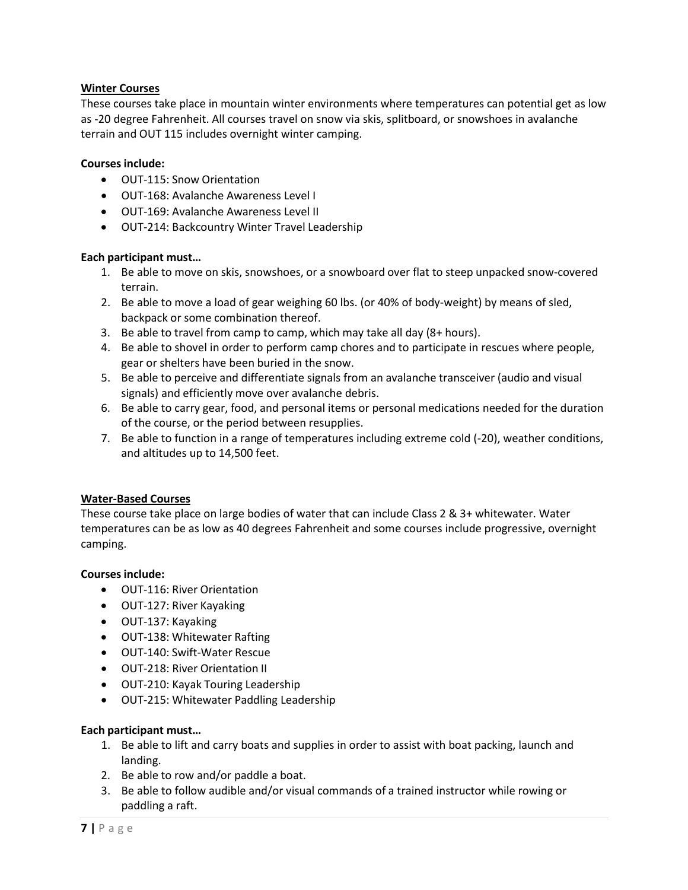**<u>Winter Courses</u>**

These courses take place in mountain winter environments where temperatures can potential get as low as -20 degree Fahrenheit. All courses travel on snow via skis, splitboard, or snowshoes in avalanche terrain and OUT 115 includes overnight winter camping.

**Courses include:**

- OUT-115: Snow Orientation
- OUT-168: Avalanche Awareness Level I
- OUT-169: Avalanche Awareness Level II
- OUT-214: Backcountry Winter Travel Leadership

**Each participant must…**

1. Be able to move on skis, snowshoes, or a snowboard over flat to steep unpacked snow-covered terrain.
2. Be able to move a load of gear weighing 60 lbs. (or 40% of body-weight) by means of sled, backpack or some combination thereof.
3. Be able to travel from camp to camp, which may take all day (8+ hours).
4. Be able to shovel in order to perform camp chores and to participate in rescues where people, gear or shelters have been buried in the snow.
5. Be able to perceive and differentiate signals from an avalanche transceiver (audio and visual signals) and efficiently move over avalanche debris.
6. Be able to carry gear, food, and personal items or personal medications needed for the duration of the course, or the period between resupplies.
7. Be able to function in a range of temperatures including extreme cold (-20), weather conditions, and altitudes up to 14,500 feet.

**<u>Water-Based Courses</u>**

These course take place on large bodies of water that can include Class 2 & 3+ whitewater. Water temperatures can be as low as 40 degrees Fahrenheit and some courses include progressive, overnight camping.

**Courses include:**

- OUT-116: River Orientation
- OUT-127: River Kayaking
- OUT-137: Kayaking
- OUT-138: Whitewater Rafting
- OUT-140: Swift-Water Rescue
- OUT-218: River Orientation II
- OUT-210: Kayak Touring Leadership
- OUT-215: Whitewater Paddling Leadership

**Each participant must…**

1. Be able to lift and carry boats and supplies in order to assist with boat packing, launch and landing.
2. Be able to row and/or paddle a boat.
3. Be able to follow audible and/or visual commands of a trained instructor while rowing or paddling a raft.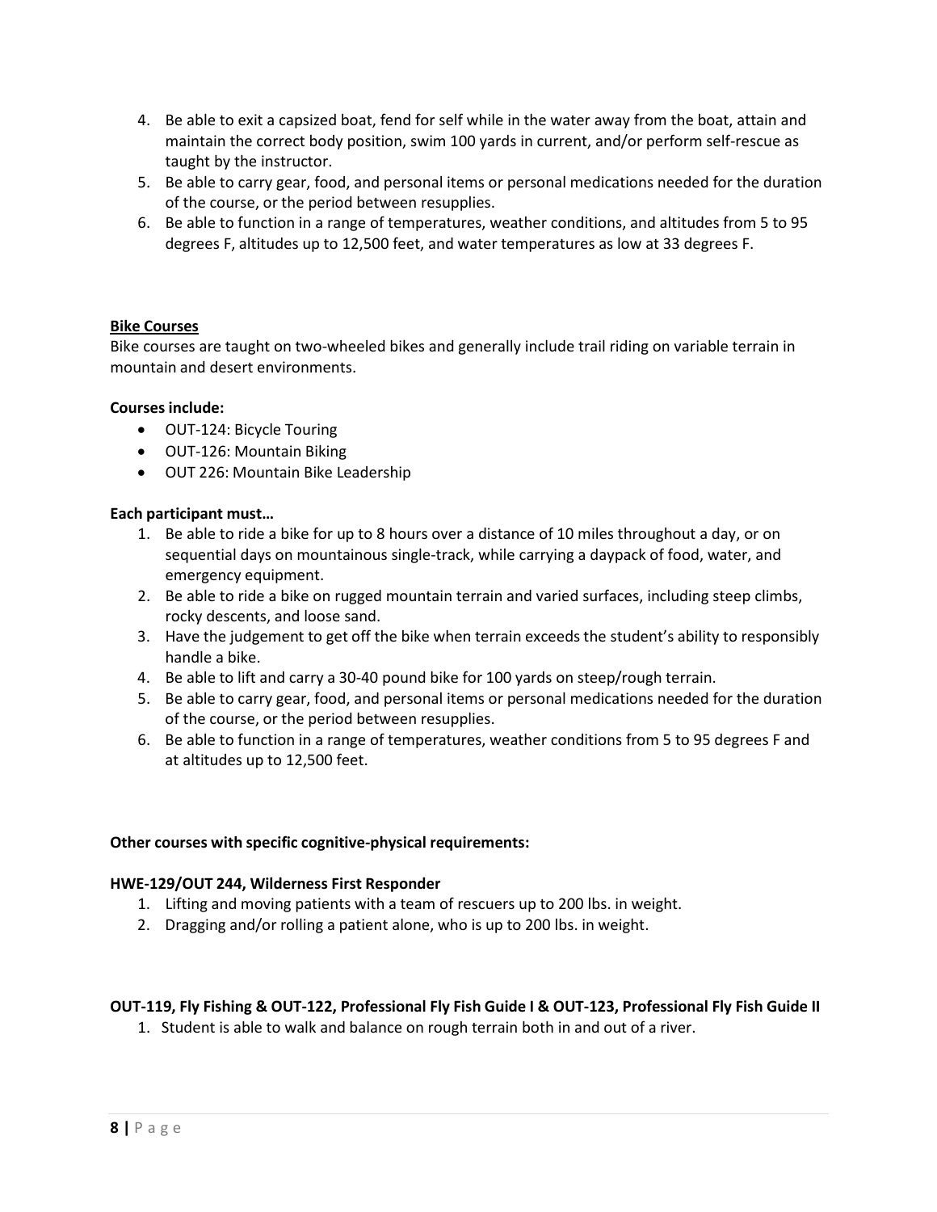4. Be able to exit a capsized boat, fend for self while in the water away from the boat, attain and maintain the correct body position, swim 100 yards in current, and/or perform self-rescue as taught by the instructor.
5. Be able to carry gear, food, and personal items or personal medications needed for the duration of the course, or the period between resupplies.
6. Be able to function in a range of temperatures, weather conditions, and altitudes from 5 to 95 degrees F, altitudes up to 12,500 feet, and water temperatures as low at 33 degrees F.

**Bike Courses**

Bike courses are taught on two-wheeled bikes and generally include trail riding on variable terrain in mountain and desert environments.

**Courses include:**

- OUT-124: Bicycle Touring
- OUT-126: Mountain Biking
- OUT 226: Mountain Bike Leadership

**Each participant must…**

1. Be able to ride a bike for up to 8 hours over a distance of 10 miles throughout a day, or on sequential days on mountainous single-track, while carrying a daypack of food, water, and emergency equipment.
2. Be able to ride a bike on rugged mountain terrain and varied surfaces, including steep climbs, rocky descents, and loose sand.
3. Have the judgement to get off the bike when terrain exceeds the student's ability to responsibly handle a bike.
4. Be able to lift and carry a 30-40 pound bike for 100 yards on steep/rough terrain.
5. Be able to carry gear, food, and personal items or personal medications needed for the duration of the course, or the period between resupplies.
6. Be able to function in a range of temperatures, weather conditions from 5 to 95 degrees F and at altitudes up to 12,500 feet.

**Other courses with specific cognitive-physical requirements:**

**HWE-129/OUT 244, Wilderness First Responder**

1. Lifting and moving patients with a team of rescuers up to 200 lbs. in weight.
2. Dragging and/or rolling a patient alone, who is up to 200 lbs. in weight.

**OUT-119, Fly Fishing & OUT-122, Professional Fly Fish Guide I & OUT-123, Professional Fly Fish Guide II**

1. Student is able to walk and balance on rough terrain both in and out of a river.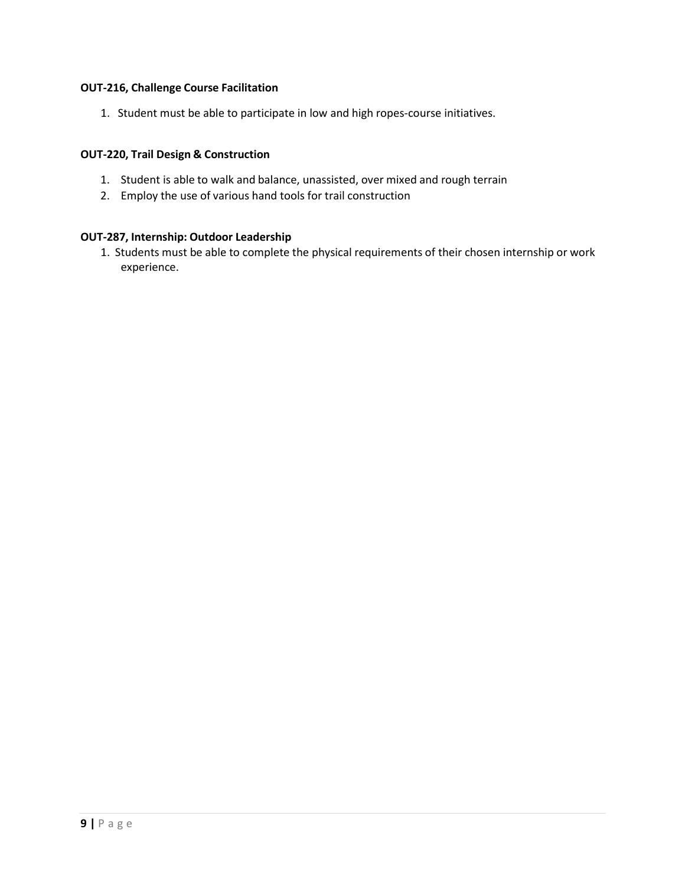**OUT-216, Challenge Course Facilitation**

1. Student must be able to participate in low and high ropes-course initiatives.

**OUT-220, Trail Design & Construction**

1. Student is able to walk and balance, unassisted, over mixed and rough terrain
2. Employ the use of various hand tools for trail construction

**OUT-287, Internship: Outdoor Leadership**

1. Students must be able to complete the physical requirements of their chosen internship or work experience.